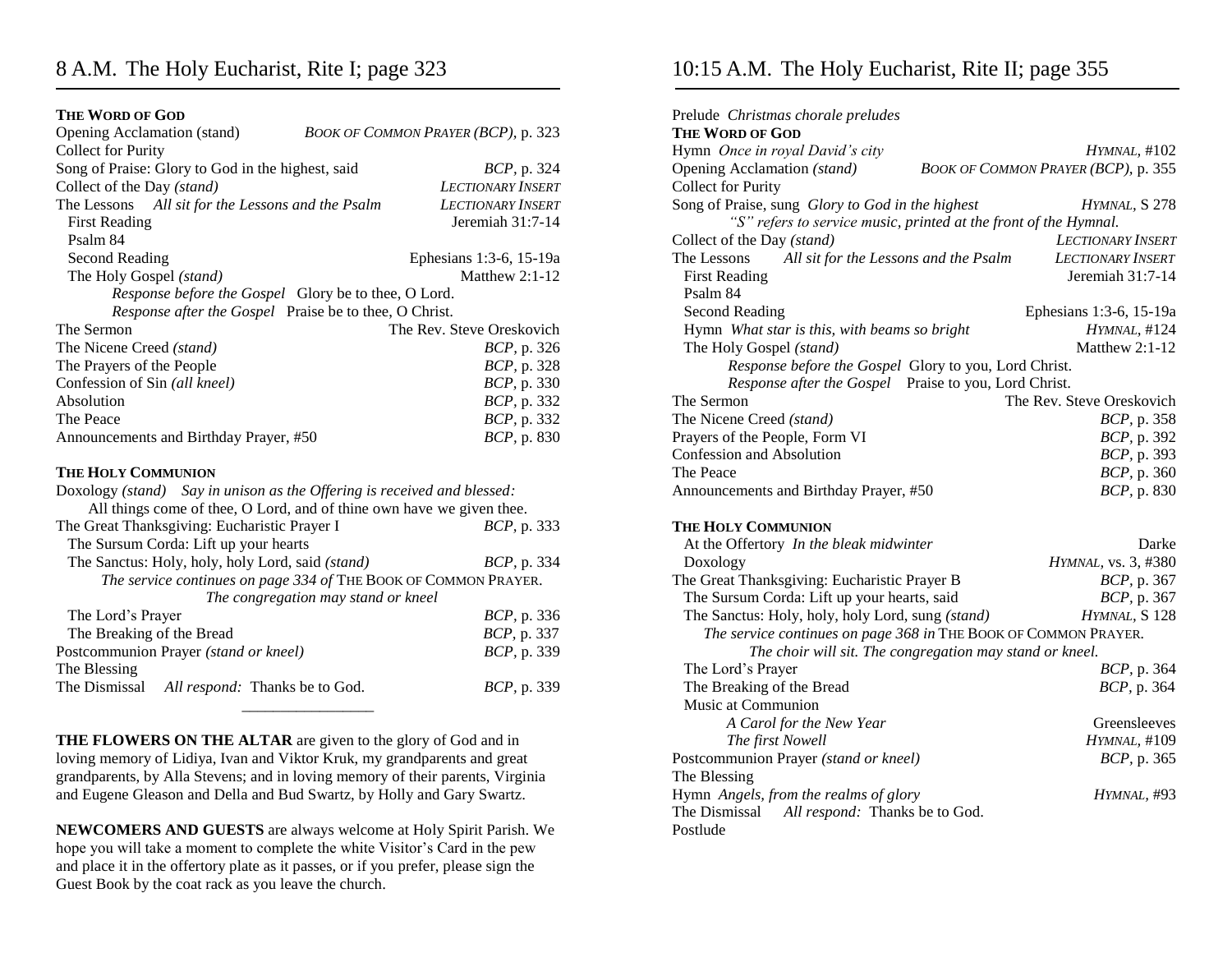## 8 A.M. The Holy Eucharist, Rite I; page 323

**THE WORD OF GOD**

| | |
|---|---|
| Opening Acclamation (stand) | *BOOK OF COMMON PRAYER (BCP)*, p. 323 |
| Collect for Purity | |
| Song of Praise: Glory to God in the highest, said | *BCP*, p. 324 |
| Collect of the Day *(stand)* | *LECTIONARY INSERT* |
| The Lessons *All sit for the Lessons and the Psalm* | *LECTIONARY INSERT* |
| First Reading | Jeremiah 31:7-14 |
| Psalm 84 | |
| Second Reading | Ephesians 1:3-6, 15-19a |
| The Holy Gospel *(stand)* | Matthew 2:1-12 |

*Response before the Gospel* Glory be to thee, O Lord.
*Response after the Gospel* Praise be to thee, O Christ.

| | |
|---|---|
| The Sermon | The Rev. Steve Oreskovich |
| The Nicene Creed *(stand)* | *BCP*, p. 326 |
| The Prayers of the People | *BCP*, p. 328 |
| Confession of Sin *(all kneel)* | *BCP*, p. 330 |
| Absolution | *BCP*, p. 332 |
| The Peace | *BCP*, p. 332 |
| Announcements and Birthday Prayer, #50 | *BCP*, p. 830 |

**THE HOLY COMMUNION**

Doxology *(stand) Say in unison as the Offering is received and blessed:*
All things come of thee, O Lord, and of thine own have we given thee.

| | |
|---|---|
| The Great Thanksgiving: Eucharistic Prayer I | *BCP*, p. 333 |
| The Sursum Corda: Lift up your hearts | |
| The Sanctus: Holy, holy, holy Lord, said *(stand)* | *BCP*, p. 334 |

*The service continues on page 334 of* THE BOOK OF COMMON PRAYER.
*The congregation may stand or kneel*

| | |
|---|---|
| The Lord's Prayer | *BCP*, p. 336 |
| The Breaking of the Bread | *BCP*, p. 337 |
| Postcommunion Prayer *(stand or kneel)* | *BCP*, p. 339 |
| The Blessing | |
| The Dismissal *All respond:* Thanks be to God. | *BCP*, p. 339 |

---

**THE FLOWERS ON THE ALTAR** are given to the glory of God and in loving memory of Lidiya, Ivan and Viktor Kruk, my grandparents and great grandparents, by Alla Stevens; and in loving memory of their parents, Virginia and Eugene Gleason and Della and Bud Swartz, by Holly and Gary Swartz.

**NEWCOMERS AND GUESTS** are always welcome at Holy Spirit Parish. We hope you will take a moment to complete the white Visitor's Card in the pew and place it in the offertory plate as it passes, or if you prefer, please sign the Guest Book by the coat rack as you leave the church.

## 10:15 A.M. The Holy Eucharist, Rite II; page 355

Prelude *Christmas chorale preludes*

**THE WORD OF GOD**

| | |
|---|---|
| Hymn *Once in royal David's city* | *HYMNAL*, #102 |
| Opening Acclamation *(stand)* | *BOOK OF COMMON PRAYER (BCP)*, p. 355 |
| Collect for Purity | |
| Song of Praise, sung *Glory to God in the highest* | *HYMNAL*, S 278 |

*"S" refers to service music, printed at the front of the Hymnal.*

| | |
|---|---|
| Collect of the Day *(stand)* | *LECTIONARY INSERT* |
| The Lessons *All sit for the Lessons and the Psalm* | *LECTIONARY INSERT* |
| First Reading | Jeremiah 31:7-14 |
| Psalm 84 | |
| Second Reading | Ephesians 1:3-6, 15-19a |
| Hymn *What star is this, with beams so bright* | *HYMNAL*, #124 |
| The Holy Gospel *(stand)* | Matthew 2:1-12 |

*Response before the Gospel* Glory to you, Lord Christ.
*Response after the Gospel* Praise to you, Lord Christ.

| | |
|---|---|
| The Sermon | The Rev. Steve Oreskovich |
| The Nicene Creed *(stand)* | *BCP*, p. 358 |
| Prayers of the People, Form VI | *BCP*, p. 392 |
| Confession and Absolution | *BCP*, p. 393 |
| The Peace | *BCP*, p. 360 |
| Announcements and Birthday Prayer, #50 | *BCP*, p. 830 |

**THE HOLY COMMUNION**

| | |
|---|---|
| At the Offertory *In the bleak midwinter* | Darke |
| Doxology | *HYMNAL*, vs. 3, #380 |
| The Great Thanksgiving: Eucharistic Prayer B | *BCP*, p. 367 |
| The Sursum Corda: Lift up your hearts, said | *BCP*, p. 367 |
| The Sanctus: Holy, holy, holy Lord, sung *(stand)* | *HYMNAL*, S 128 |

*The service continues on page 368 in* THE BOOK OF COMMON PRAYER.
*The choir will sit. The congregation may stand or kneel.*

| | |
|---|---|
| The Lord's Prayer | *BCP*, p. 364 |
| The Breaking of the Bread | *BCP*, p. 364 |
| Music at Communion | |
| *A Carol for the New Year* | Greensleeves |
| *The first Nowell* | *HYMNAL*, #109 |
| Postcommunion Prayer *(stand or kneel)* | *BCP*, p. 365 |
| The Blessing | |
| Hymn *Angels, from the realms of glory* | *HYMNAL*, #93 |
| The Dismissal *All respond:* Thanks be to God. | |
| Postlude | |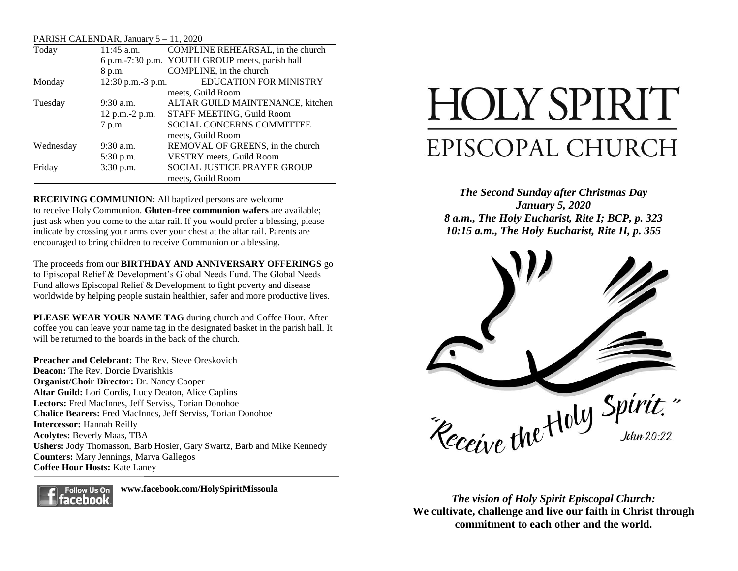PARISH CALENDAR, January 5 – 11, 2020

| | | |
|---|---|---|
| Today | 11:45 a.m. | COMPLINE REHEARSAL, in the church |
| | 6 p.m.-7:30 p.m. | YOUTH GROUP meets, parish hall |
| | 8 p.m. | COMPLINE, in the church |
| Monday | 12:30 p.m.-3 p.m. | EDUCATION FOR MINISTRY meets, Guild Room |
| Tuesday | 9:30 a.m. | ALTAR GUILD MAINTENANCE, kitchen |
| | 12 p.m.-2 p.m. | STAFF MEETING, Guild Room |
| | 7 p.m. | SOCIAL CONCERNS COMMITTEE meets, Guild Room |
| Wednesday | 9:30 a.m. | REMOVAL OF GREENS, in the church |
| | 5:30 p.m. | VESTRY meets, Guild Room |
| Friday | 3:30 p.m. | SOCIAL JUSTICE PRAYER GROUP meets, Guild Room |

**RECEIVING COMMUNION:** All baptized persons are welcome to receive Holy Communion. **Gluten-free communion wafers** are available; just ask when you come to the altar rail. If you would prefer a blessing, please indicate by crossing your arms over your chest at the altar rail. Parents are encouraged to bring children to receive Communion or a blessing.

The proceeds from our **BIRTHDAY AND ANNIVERSARY OFFERINGS** go to Episcopal Relief & Development's Global Needs Fund. The Global Needs Fund allows Episcopal Relief & Development to fight poverty and disease worldwide by helping people sustain healthier, safer and more productive lives.

**PLEASE WEAR YOUR NAME TAG** during church and Coffee Hour. After coffee you can leave your name tag in the designated basket in the parish hall. It will be returned to the boards in the back of the church.

**Preacher and Celebrant:** The Rev. Steve Oreskovich
**Deacon:** The Rev. Dorcie Dvarishkis
**Organist/Choir Director:** Dr. Nancy Cooper
**Altar Guild:** Lori Cordis, Lucy Deaton, Alice Caplins
**Lectors:** Fred MacInnes, Jeff Serviss, Torian Donohoe
**Chalice Bearers:** Fred MacInnes, Jeff Serviss, Torian Donohoe
**Intercessor:** Hannah Reilly
**Acolytes:** Beverly Maas, TBA
**Ushers:** Jody Thomasson, Barb Hosier, Gary Swartz, Barb and Mike Kennedy
**Counters:** Mary Jennings, Marva Gallegos
**Coffee Hour Hosts:** Kate Laney

Follow Us On facebook **www.facebook.com/HolySpiritMissoula**

# HOLY SPIRIT
## EPISCOPAL CHURCH

***The Second Sunday after Christmas Day***
***January 5, 2020***
***8 a.m., The Holy Eucharist, Rite I; BCP, p. 323***
***10:15 a.m., The Holy Eucharist, Rite II, p. 355***

"Receive the Holy Spirit." John 20:22

***The vision of Holy Spirit Episcopal Church:***
**We cultivate, challenge and live our faith in Christ through commitment to each other and the world.**